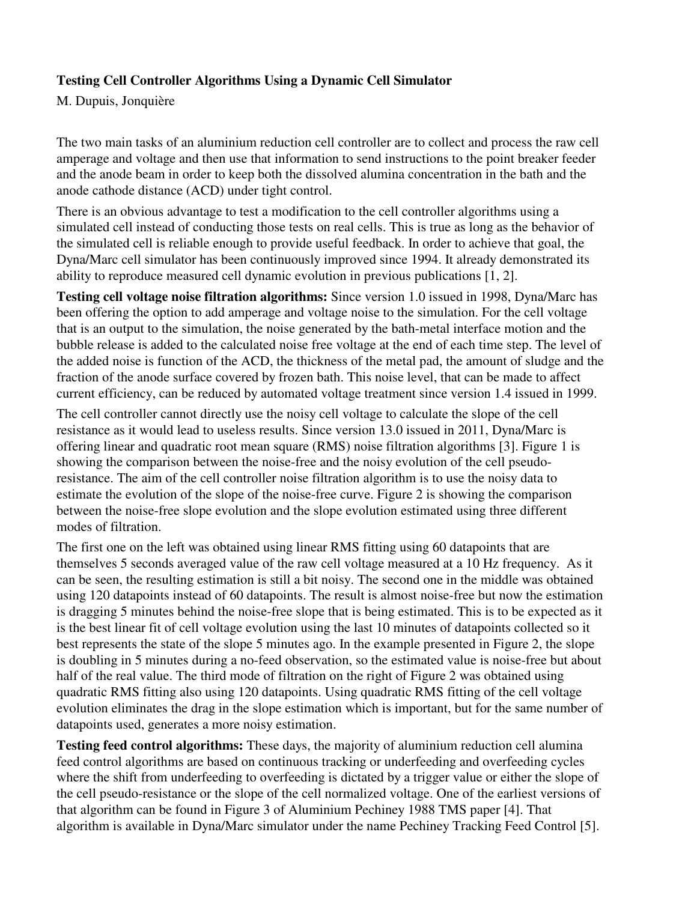**Testing Cell Controller Algorithms Using a Dynamic Cell Simulator**

M. Dupuis, Jonquière

The two main tasks of an aluminium reduction cell controller are to collect and process the raw cell amperage and voltage and then use that information to send instructions to the point breaker feeder and the anode beam in order to keep both the dissolved alumina concentration in the bath and the anode cathode distance (ACD) under tight control.

There is an obvious advantage to test a modification to the cell controller algorithms using a simulated cell instead of conducting those tests on real cells. This is true as long as the behavior of the simulated cell is reliable enough to provide useful feedback. In order to achieve that goal, the Dyna/Marc cell simulator has been continuously improved since 1994. It already demonstrated its ability to reproduce measured cell dynamic evolution in previous publications [1, 2].

**Testing cell voltage noise filtration algorithms:** Since version 1.0 issued in 1998, Dyna/Marc has been offering the option to add amperage and voltage noise to the simulation. For the cell voltage that is an output to the simulation, the noise generated by the bath-metal interface motion and the bubble release is added to the calculated noise free voltage at the end of each time step. The level of the added noise is function of the ACD, the thickness of the metal pad, the amount of sludge and the fraction of the anode surface covered by frozen bath. This noise level, that can be made to affect current efficiency, can be reduced by automated voltage treatment since version 1.4 issued in 1999.

The cell controller cannot directly use the noisy cell voltage to calculate the slope of the cell resistance as it would lead to useless results. Since version 13.0 issued in 2011, Dyna/Marc is offering linear and quadratic root mean square (RMS) noise filtration algorithms [3]. Figure 1 is showing the comparison between the noise-free and the noisy evolution of the cell pseudo-resistance. The aim of the cell controller noise filtration algorithm is to use the noisy data to estimate the evolution of the slope of the noise-free curve. Figure 2 is showing the comparison between the noise-free slope evolution and the slope evolution estimated using three different modes of filtration.

The first one on the left was obtained using linear RMS fitting using 60 datapoints that are themselves 5 seconds averaged value of the raw cell voltage measured at a 10 Hz frequency. As it can be seen, the resulting estimation is still a bit noisy. The second one in the middle was obtained using 120 datapoints instead of 60 datapoints. The result is almost noise-free but now the estimation is dragging 5 minutes behind the noise-free slope that is being estimated. This is to be expected as it is the best linear fit of cell voltage evolution using the last 10 minutes of datapoints collected so it best represents the state of the slope 5 minutes ago. In the example presented in Figure 2, the slope is doubling in 5 minutes during a no-feed observation, so the estimated value is noise-free but about half of the real value. The third mode of filtration on the right of Figure 2 was obtained using quadratic RMS fitting also using 120 datapoints. Using quadratic RMS fitting of the cell voltage evolution eliminates the drag in the slope estimation which is important, but for the same number of datapoints used, generates a more noisy estimation.

**Testing feed control algorithms:** These days, the majority of aluminium reduction cell alumina feed control algorithms are based on continuous tracking or underfeeding and overfeeding cycles where the shift from underfeeding to overfeeding is dictated by a trigger value or either the slope of the cell pseudo-resistance or the slope of the cell normalized voltage. One of the earliest versions of that algorithm can be found in Figure 3 of Aluminium Pechiney 1988 TMS paper [4]. That algorithm is available in Dyna/Marc simulator under the name Pechiney Tracking Feed Control [5].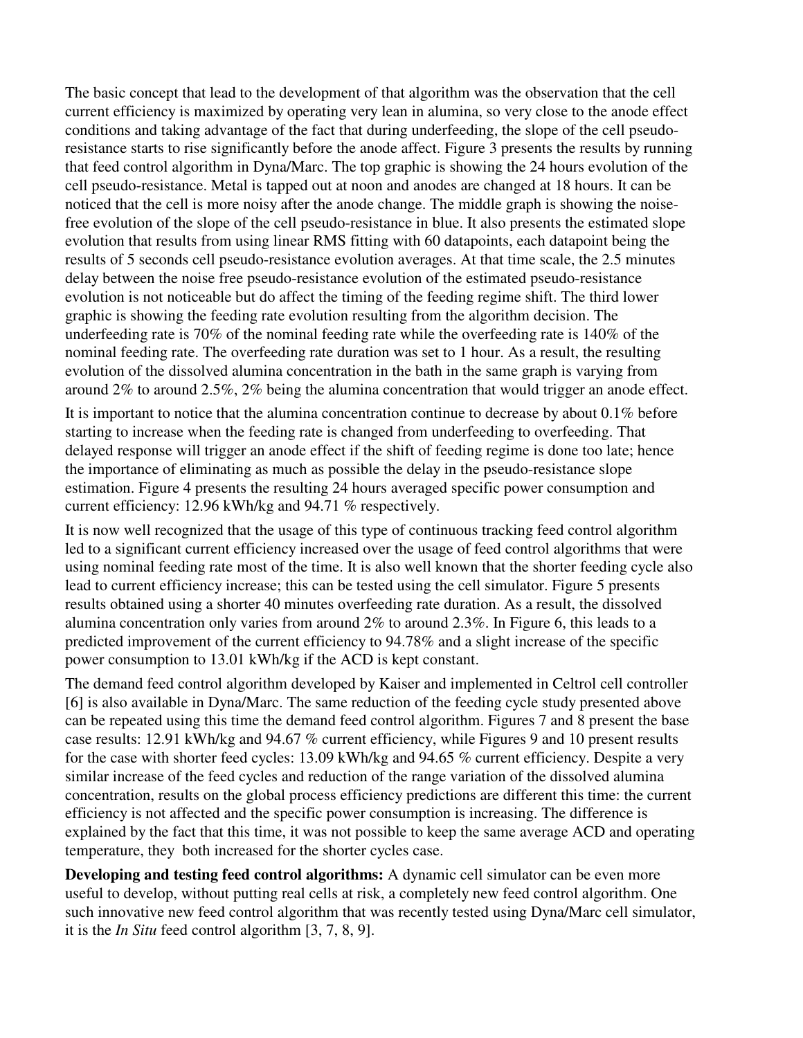The basic concept that lead to the development of that algorithm was the observation that the cell current efficiency is maximized by operating very lean in alumina, so very close to the anode effect conditions and taking advantage of the fact that during underfeeding, the slope of the cell pseudo-resistance starts to rise significantly before the anode affect. Figure 3 presents the results by running that feed control algorithm in Dyna/Marc. The top graphic is showing the 24 hours evolution of the cell pseudo-resistance. Metal is tapped out at noon and anodes are changed at 18 hours. It can be noticed that the cell is more noisy after the anode change. The middle graph is showing the noise-free evolution of the slope of the cell pseudo-resistance in blue. It also presents the estimated slope evolution that results from using linear RMS fitting with 60 datapoints, each datapoint being the results of 5 seconds cell pseudo-resistance evolution averages. At that time scale, the 2.5 minutes delay between the noise free pseudo-resistance evolution of the estimated pseudo-resistance evolution is not noticeable but do affect the timing of the feeding regime shift. The third lower graphic is showing the feeding rate evolution resulting from the algorithm decision. The underfeeding rate is 70% of the nominal feeding rate while the overfeeding rate is 140% of the nominal feeding rate. The overfeeding rate duration was set to 1 hour. As a result, the resulting evolution of the dissolved alumina concentration in the bath in the same graph is varying from around 2% to around 2.5%, 2% being the alumina concentration that would trigger an anode effect.

It is important to notice that the alumina concentration continue to decrease by about 0.1% before starting to increase when the feeding rate is changed from underfeeding to overfeeding. That delayed response will trigger an anode effect if the shift of feeding regime is done too late; hence the importance of eliminating as much as possible the delay in the pseudo-resistance slope estimation. Figure 4 presents the resulting 24 hours averaged specific power consumption and current efficiency: 12.96 kWh/kg and 94.71 % respectively.

It is now well recognized that the usage of this type of continuous tracking feed control algorithm led to a significant current efficiency increased over the usage of feed control algorithms that were using nominal feeding rate most of the time. It is also well known that the shorter feeding cycle also lead to current efficiency increase; this can be tested using the cell simulator. Figure 5 presents results obtained using a shorter 40 minutes overfeeding rate duration. As a result, the dissolved alumina concentration only varies from around 2% to around 2.3%. In Figure 6, this leads to a predicted improvement of the current efficiency to 94.78% and a slight increase of the specific power consumption to 13.01 kWh/kg if the ACD is kept constant.

The demand feed control algorithm developed by Kaiser and implemented in Celtrol cell controller [6] is also available in Dyna/Marc. The same reduction of the feeding cycle study presented above can be repeated using this time the demand feed control algorithm. Figures 7 and 8 present the base case results: 12.91 kWh/kg and 94.67 % current efficiency, while Figures 9 and 10 present results for the case with shorter feed cycles: 13.09 kWh/kg and 94.65 % current efficiency. Despite a very similar increase of the feed cycles and reduction of the range variation of the dissolved alumina concentration, results on the global process efficiency predictions are different this time: the current efficiency is not affected and the specific power consumption is increasing. The difference is explained by the fact that this time, it was not possible to keep the same average ACD and operating temperature, they both increased for the shorter cycles case.

**Developing and testing feed control algorithms:** A dynamic cell simulator can be even more useful to develop, without putting real cells at risk, a completely new feed control algorithm. One such innovative new feed control algorithm that was recently tested using Dyna/Marc cell simulator, it is the *In Situ* feed control algorithm [3, 7, 8, 9].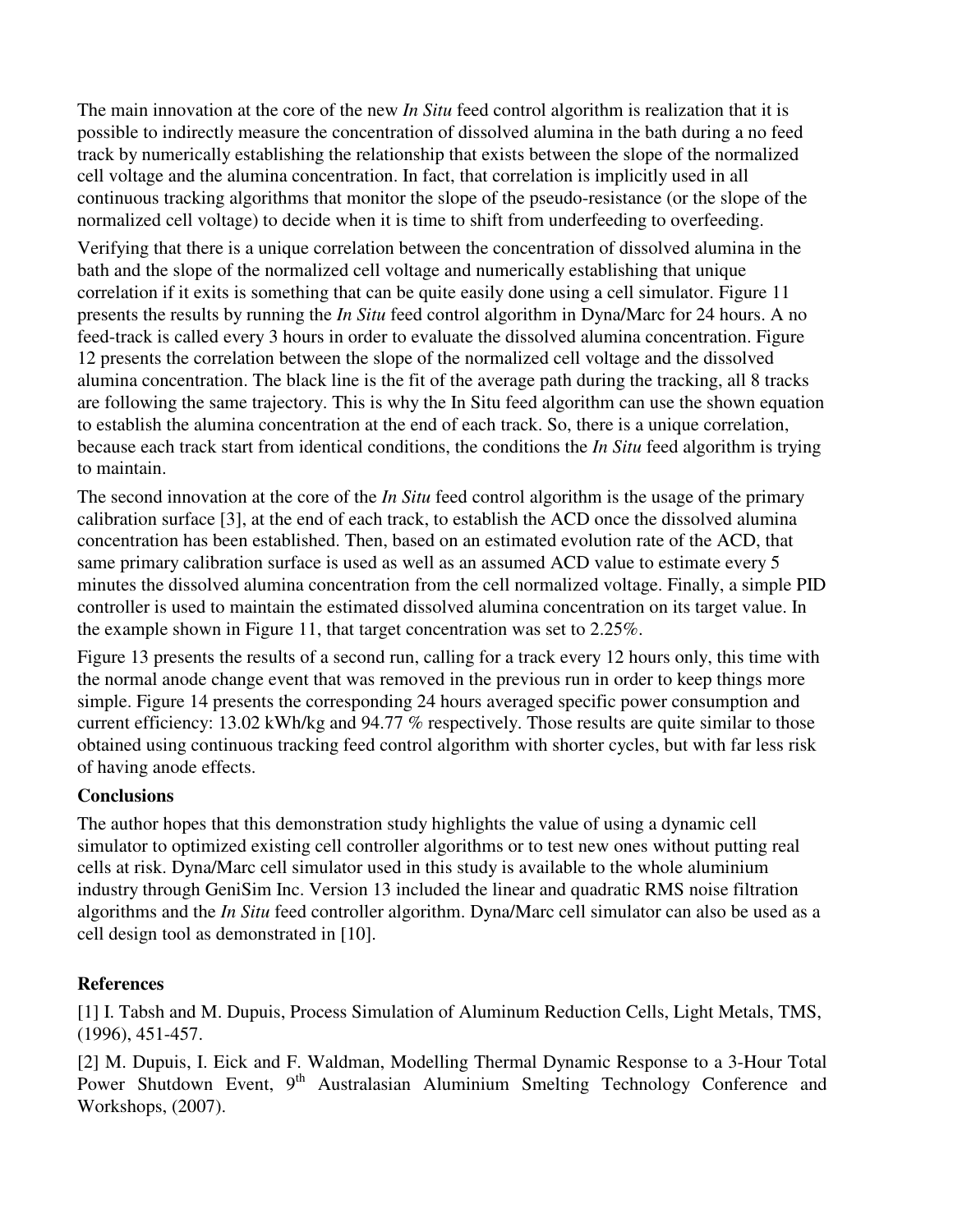The main innovation at the core of the new *In Situ* feed control algorithm is realization that it is possible to indirectly measure the concentration of dissolved alumina in the bath during a no feed track by numerically establishing the relationship that exists between the slope of the normalized cell voltage and the alumina concentration. In fact, that correlation is implicitly used in all continuous tracking algorithms that monitor the slope of the pseudo-resistance (or the slope of the normalized cell voltage) to decide when it is time to shift from underfeeding to overfeeding.

Verifying that there is a unique correlation between the concentration of dissolved alumina in the bath and the slope of the normalized cell voltage and numerically establishing that unique correlation if it exits is something that can be quite easily done using a cell simulator. Figure 11 presents the results by running the *In Situ* feed control algorithm in Dyna/Marc for 24 hours. A no feed-track is called every 3 hours in order to evaluate the dissolved alumina concentration. Figure 12 presents the correlation between the slope of the normalized cell voltage and the dissolved alumina concentration. The black line is the fit of the average path during the tracking, all 8 tracks are following the same trajectory. This is why the In Situ feed algorithm can use the shown equation to establish the alumina concentration at the end of each track. So, there is a unique correlation, because each track start from identical conditions, the conditions the *In Situ* feed algorithm is trying to maintain.

The second innovation at the core of the *In Situ* feed control algorithm is the usage of the primary calibration surface [3], at the end of each track, to establish the ACD once the dissolved alumina concentration has been established. Then, based on an estimated evolution rate of the ACD, that same primary calibration surface is used as well as an assumed ACD value to estimate every 5 minutes the dissolved alumina concentration from the cell normalized voltage. Finally, a simple PID controller is used to maintain the estimated dissolved alumina concentration on its target value. In the example shown in Figure 11, that target concentration was set to 2.25%.

Figure 13 presents the results of a second run, calling for a track every 12 hours only, this time with the normal anode change event that was removed in the previous run in order to keep things more simple. Figure 14 presents the corresponding 24 hours averaged specific power consumption and current efficiency: 13.02 kWh/kg and 94.77 % respectively. Those results are quite similar to those obtained using continuous tracking feed control algorithm with shorter cycles, but with far less risk of having anode effects.

## Conclusions

The author hopes that this demonstration study highlights the value of using a dynamic cell simulator to optimized existing cell controller algorithms or to test new ones without putting real cells at risk. Dyna/Marc cell simulator used in this study is available to the whole aluminium industry through GeniSim Inc. Version 13 included the linear and quadratic RMS noise filtration algorithms and the *In Situ* feed controller algorithm. Dyna/Marc cell simulator can also be used as a cell design tool as demonstrated in [10].

## References

[1] I. Tabsh and M. Dupuis, Process Simulation of Aluminum Reduction Cells, Light Metals, TMS, (1996), 451-457.

[2] M. Dupuis, I. Eick and F. Waldman, Modelling Thermal Dynamic Response to a 3-Hour Total Power Shutdown Event, 9th Australasian Aluminium Smelting Technology Conference and Workshops, (2007).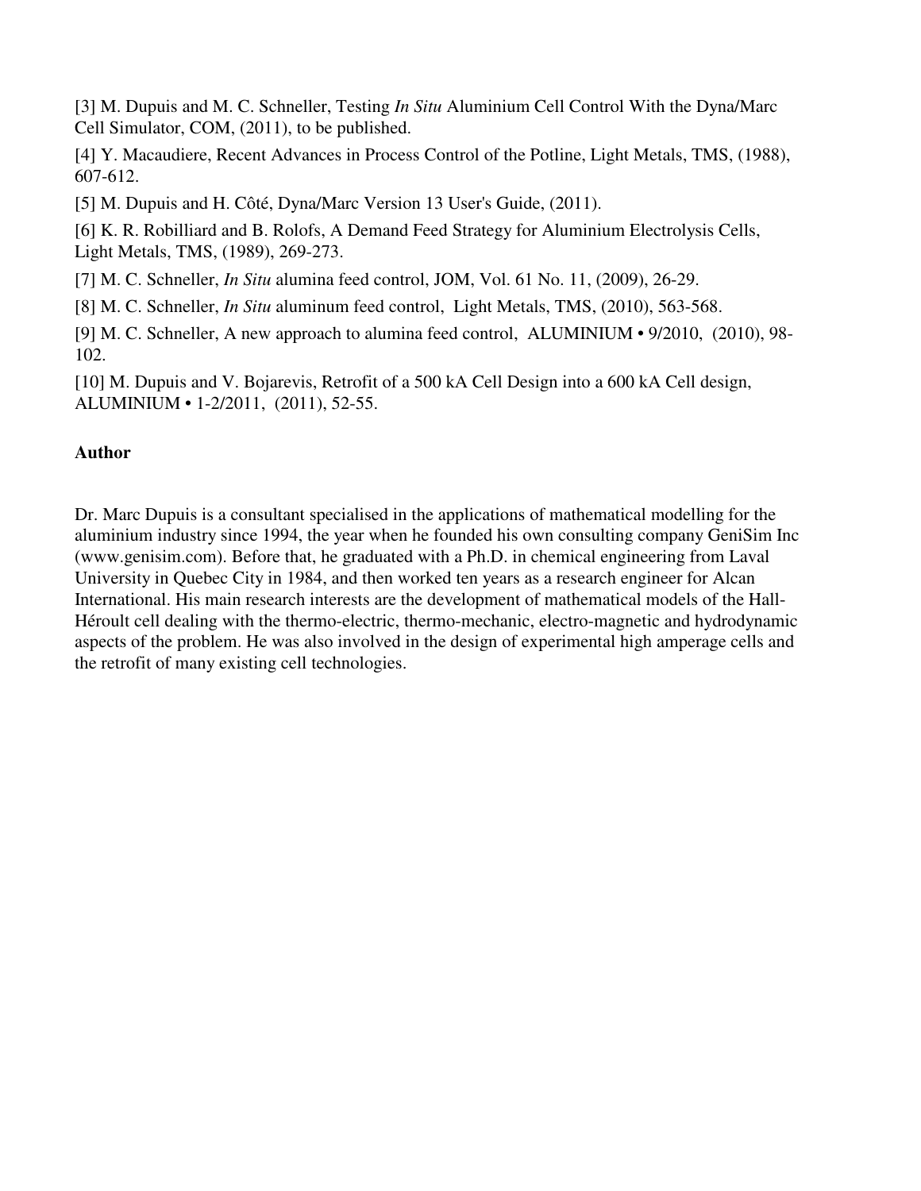[3] M. Dupuis and M. C. Schneller, Testing *In Situ* Aluminium Cell Control With the Dyna/Marc Cell Simulator, COM, (2011), to be published.

[4] Y. Macaudiere, Recent Advances in Process Control of the Potline, Light Metals, TMS, (1988), 607-612.

[5] M. Dupuis and H. Côté, Dyna/Marc Version 13 User's Guide, (2011).

[6] K. R. Robilliard and B. Rolofs, A Demand Feed Strategy for Aluminium Electrolysis Cells, Light Metals, TMS, (1989), 269-273.

[7] M. C. Schneller, *In Situ* alumina feed control, JOM, Vol. 61 No. 11, (2009), 26-29.

[8] M. C. Schneller, *In Situ* aluminum feed control, Light Metals, TMS, (2010), 563-568.

[9] M. C. Schneller, A new approach to alumina feed control, ALUMINIUM • 9/2010, (2010), 98-102.

[10] M. Dupuis and V. Bojarevis, Retrofit of a 500 kA Cell Design into a 600 kA Cell design, ALUMINIUM • 1-2/2011, (2011), 52-55.

**Author**

Dr. Marc Dupuis is a consultant specialised in the applications of mathematical modelling for the aluminium industry since 1994, the year when he founded his own consulting company GeniSim Inc (www.genisim.com). Before that, he graduated with a Ph.D. in chemical engineering from Laval University in Quebec City in 1984, and then worked ten years as a research engineer for Alcan International. His main research interests are the development of mathematical models of the Hall-Héroult cell dealing with the thermo-electric, thermo-mechanic, electro-magnetic and hydrodynamic aspects of the problem. He was also involved in the design of experimental high amperage cells and the retrofit of many existing cell technologies.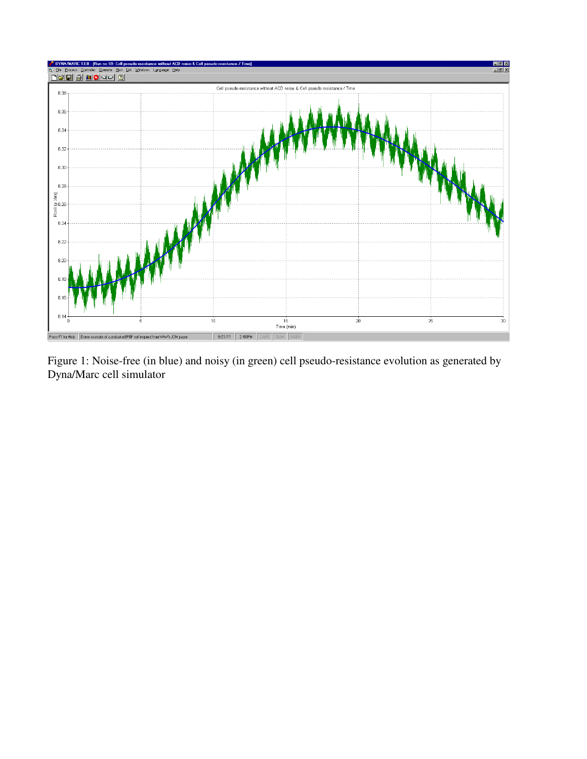Figure 1: Noise-free (in blue) and noisy (in green) cell pseudo-resistance evolution as generated by Dyna/Marc cell simulator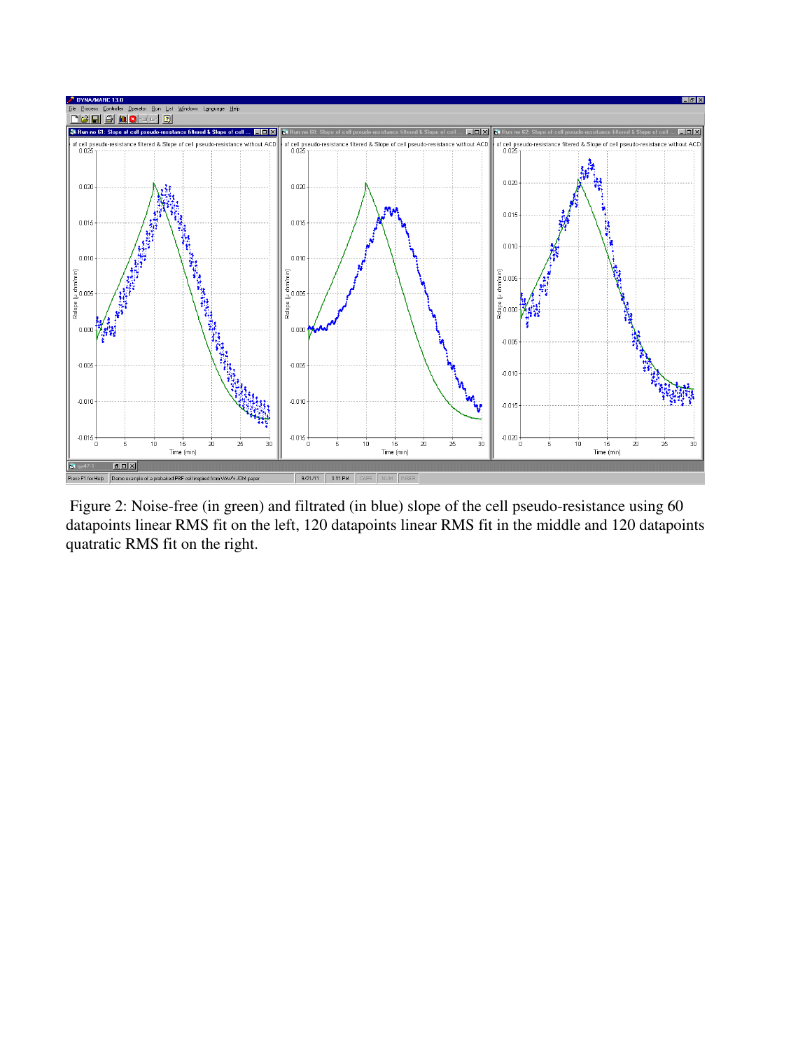Figure 2: Noise-free (in green) and filtrated (in blue) slope of the cell pseudo-resistance using 60 datapoints linear RMS fit on the left, 120 datapoints linear RMS fit in the middle and 120 datapoints quatratic RMS fit on the right.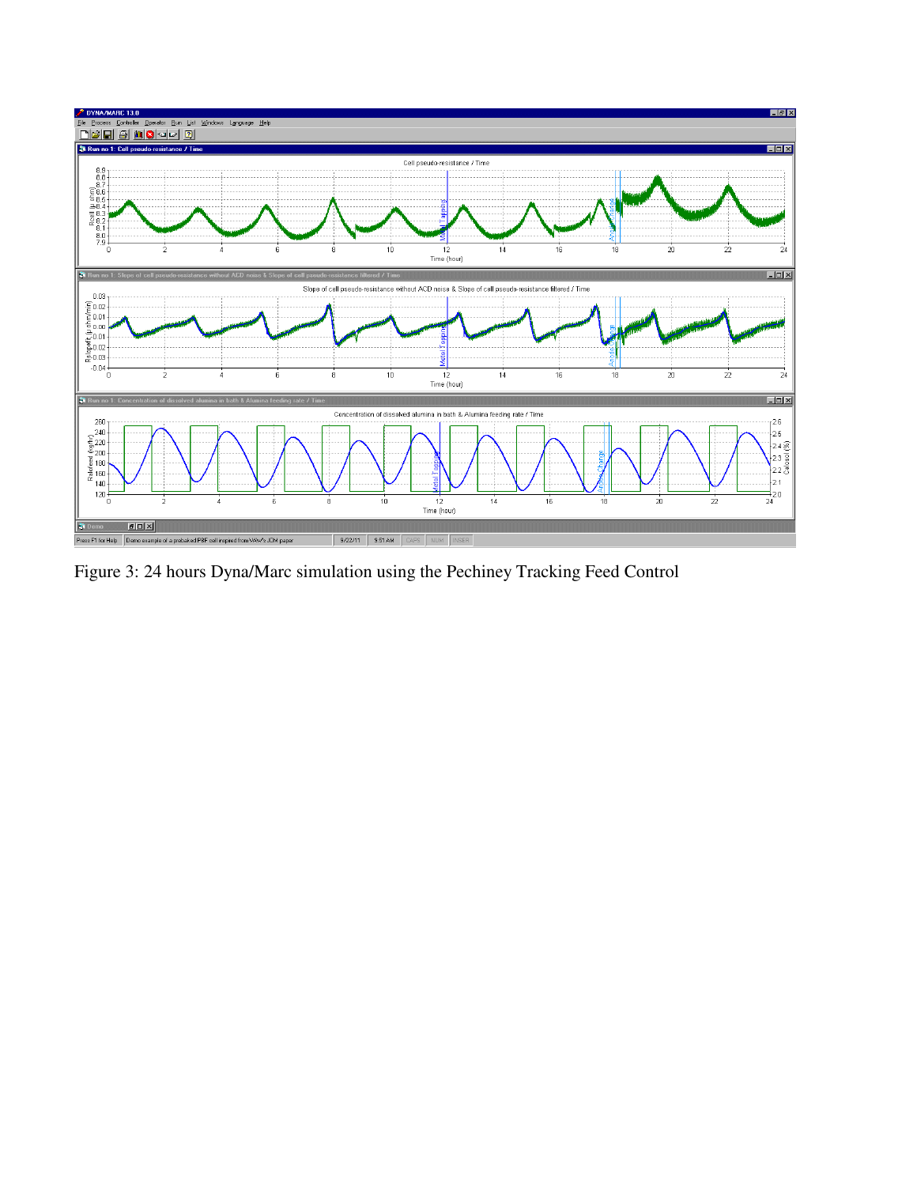Figure 3: 24 hours Dyna/Marc simulation using the Pechiney Tracking Feed Control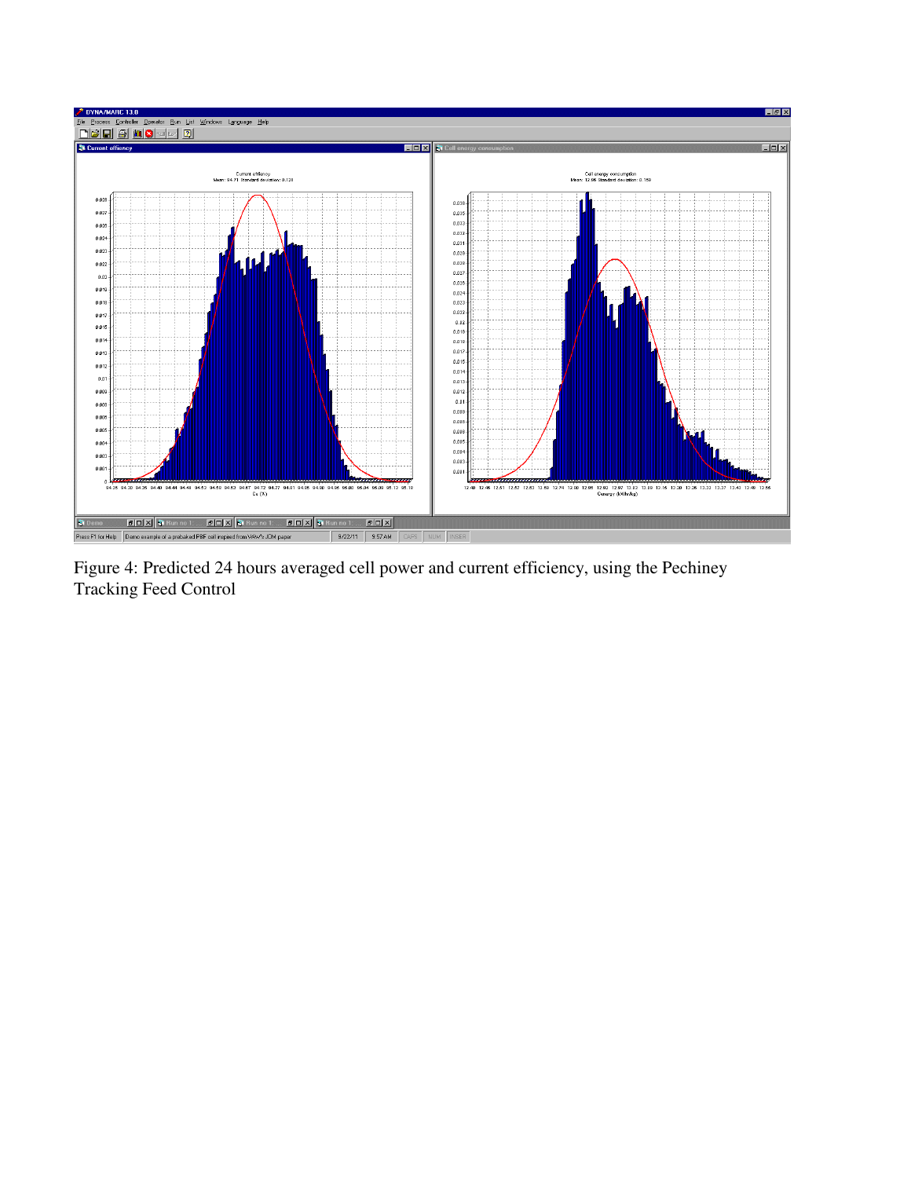Figure 4: Predicted 24 hours averaged cell power and current efficiency, using the Pechiney Tracking Feed Control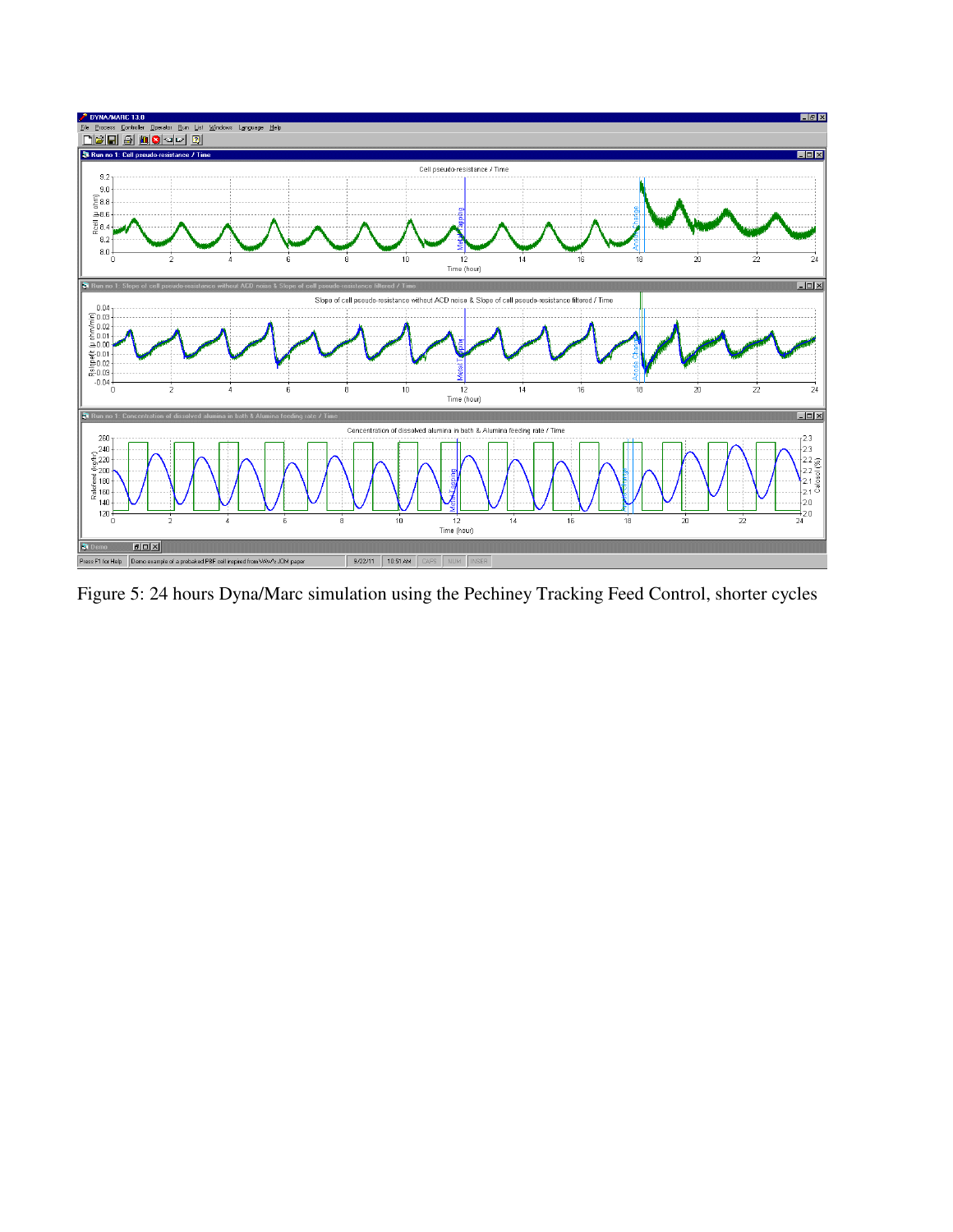Figure 5: 24 hours Dyna/Marc simulation using the Pechiney Tracking Feed Control, shorter cycles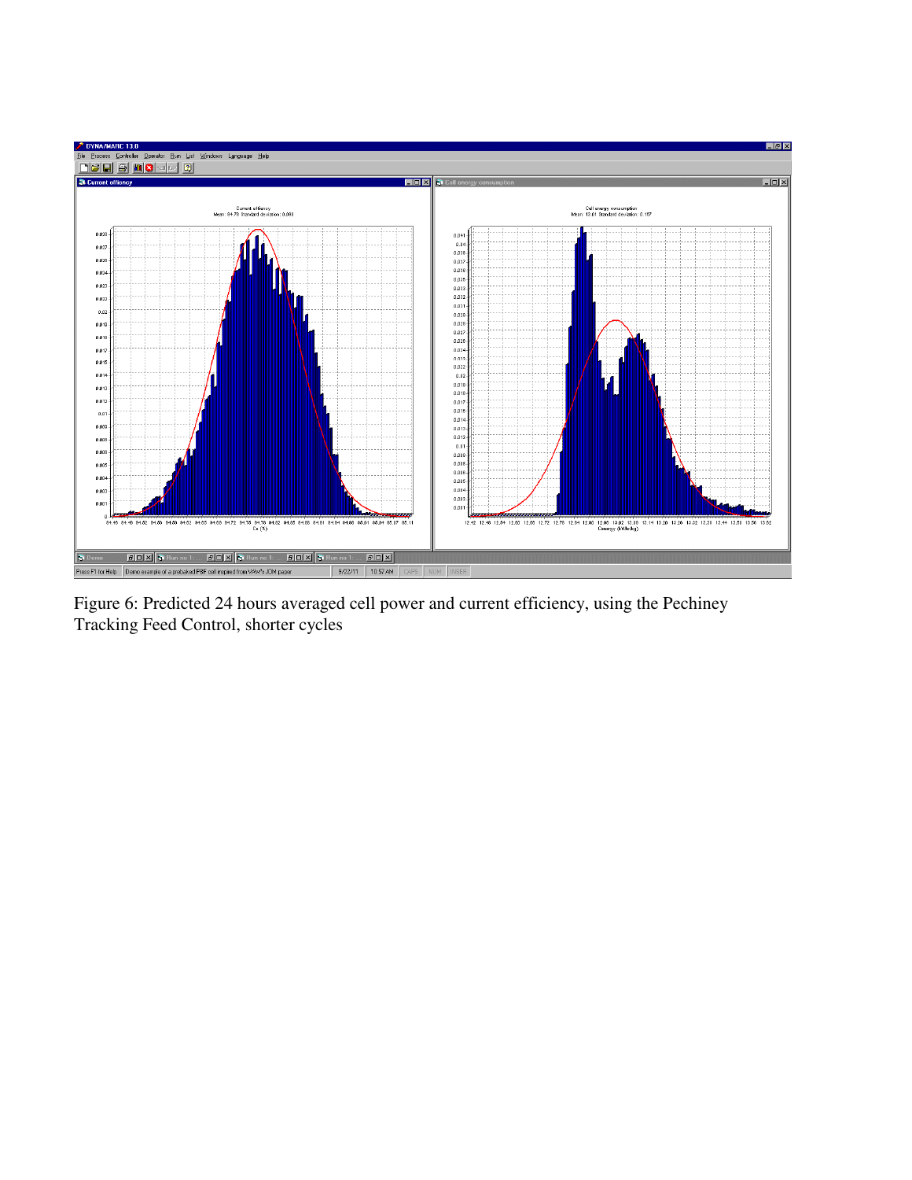Figure 6: Predicted 24 hours averaged cell power and current efficiency, using the Pechiney Tracking Feed Control, shorter cycles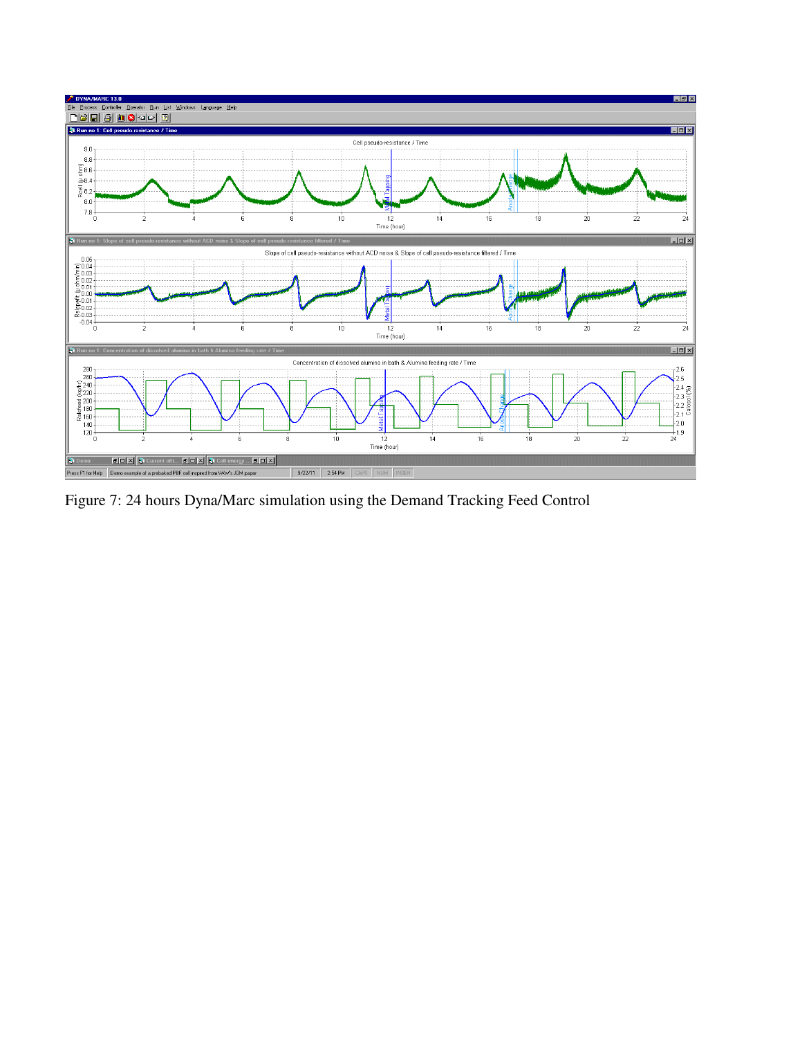Figure 7: 24 hours Dyna/Marc simulation using the Demand Tracking Feed Control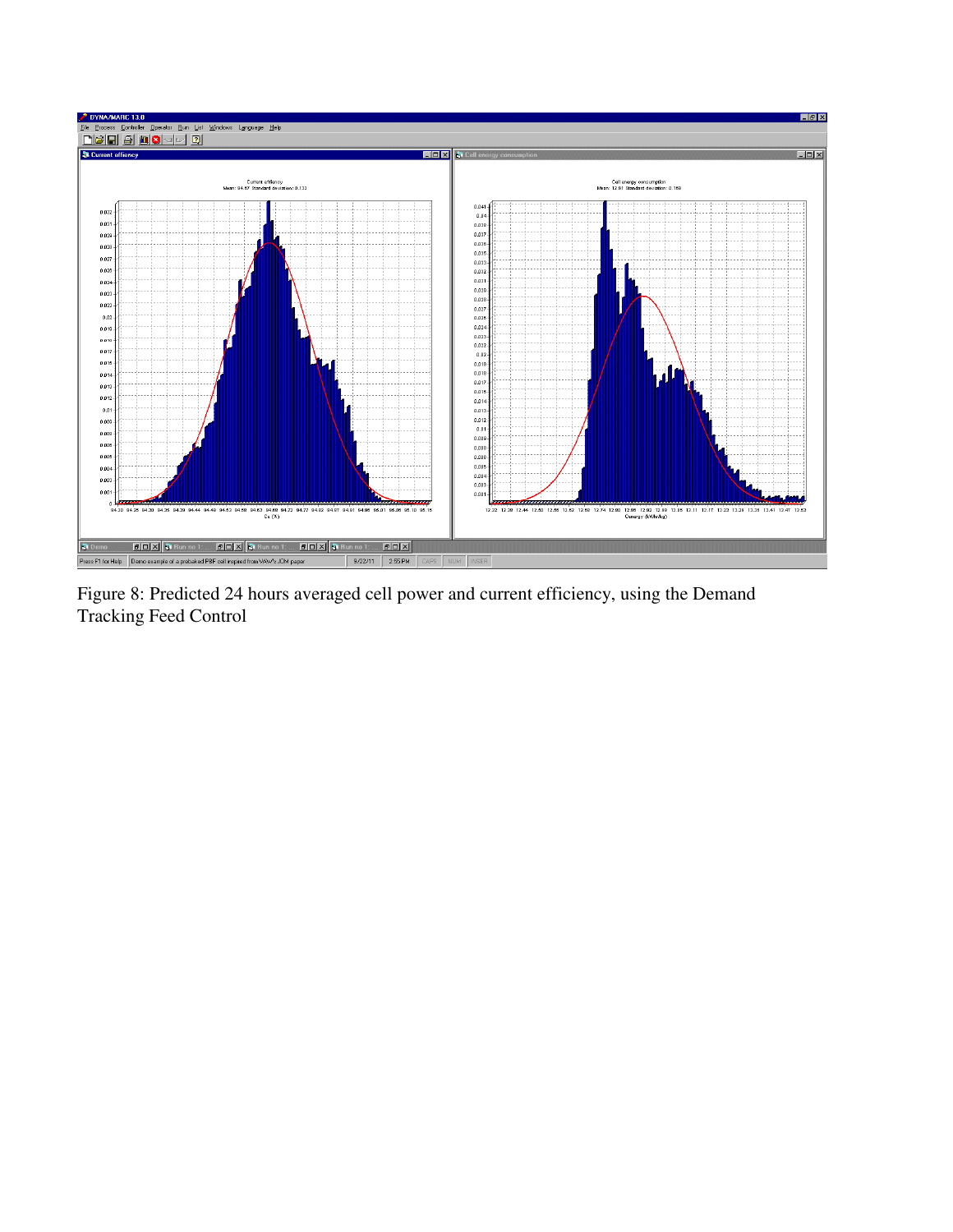Figure 8: Predicted 24 hours averaged cell power and current efficiency, using the Demand Tracking Feed Control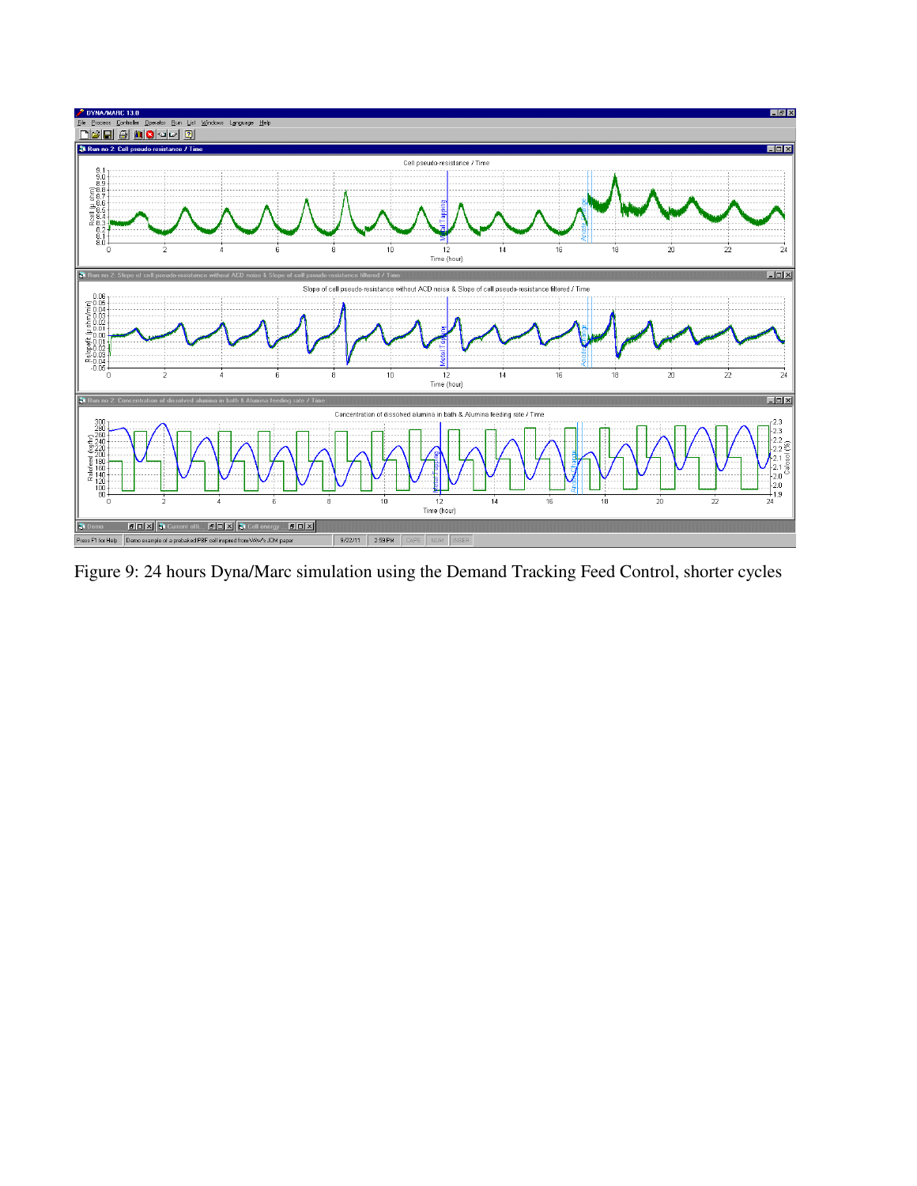Figure 9: 24 hours Dyna/Marc simulation using the Demand Tracking Feed Control, shorter cycles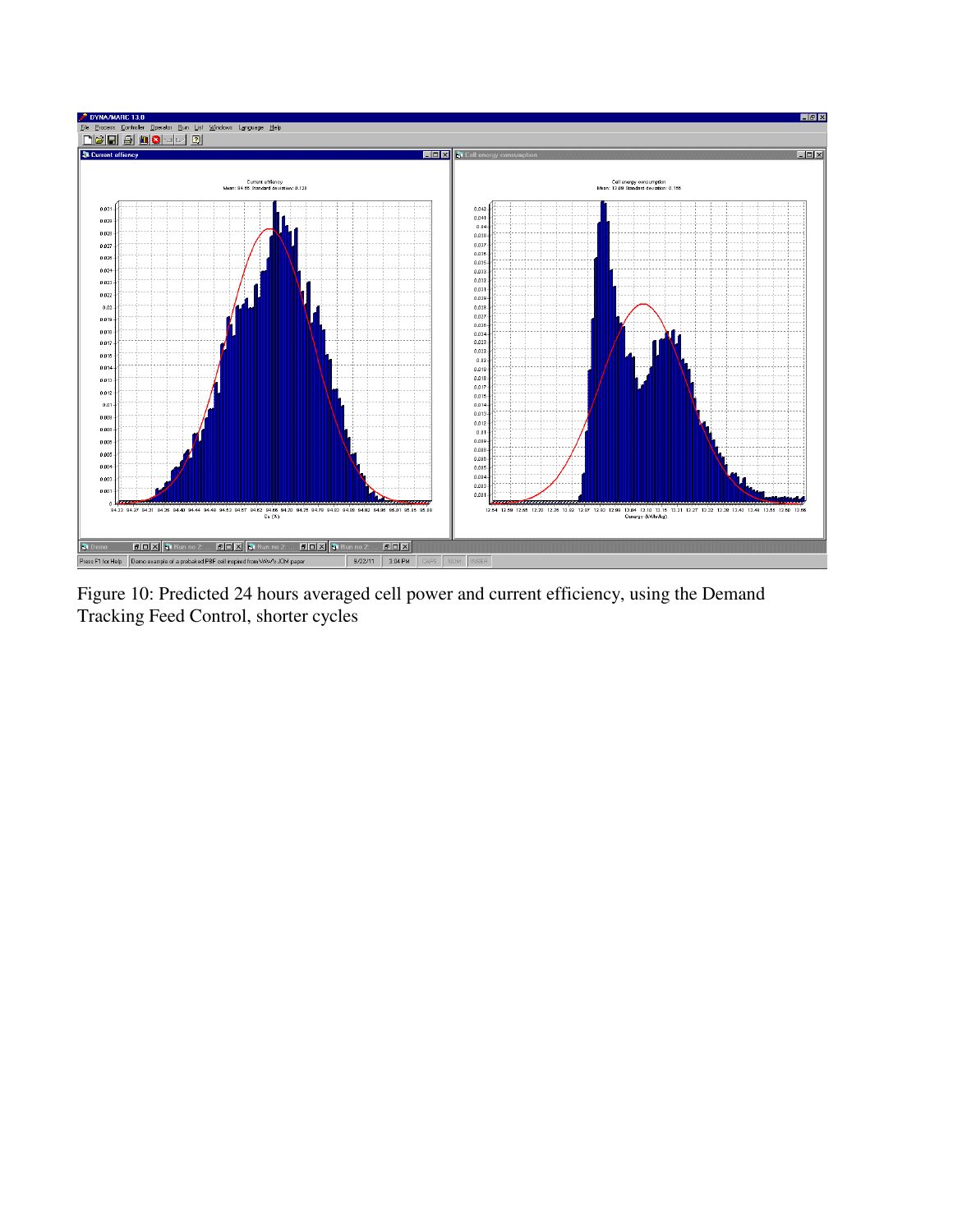Figure 10: Predicted 24 hours averaged cell power and current efficiency, using the Demand Tracking Feed Control, shorter cycles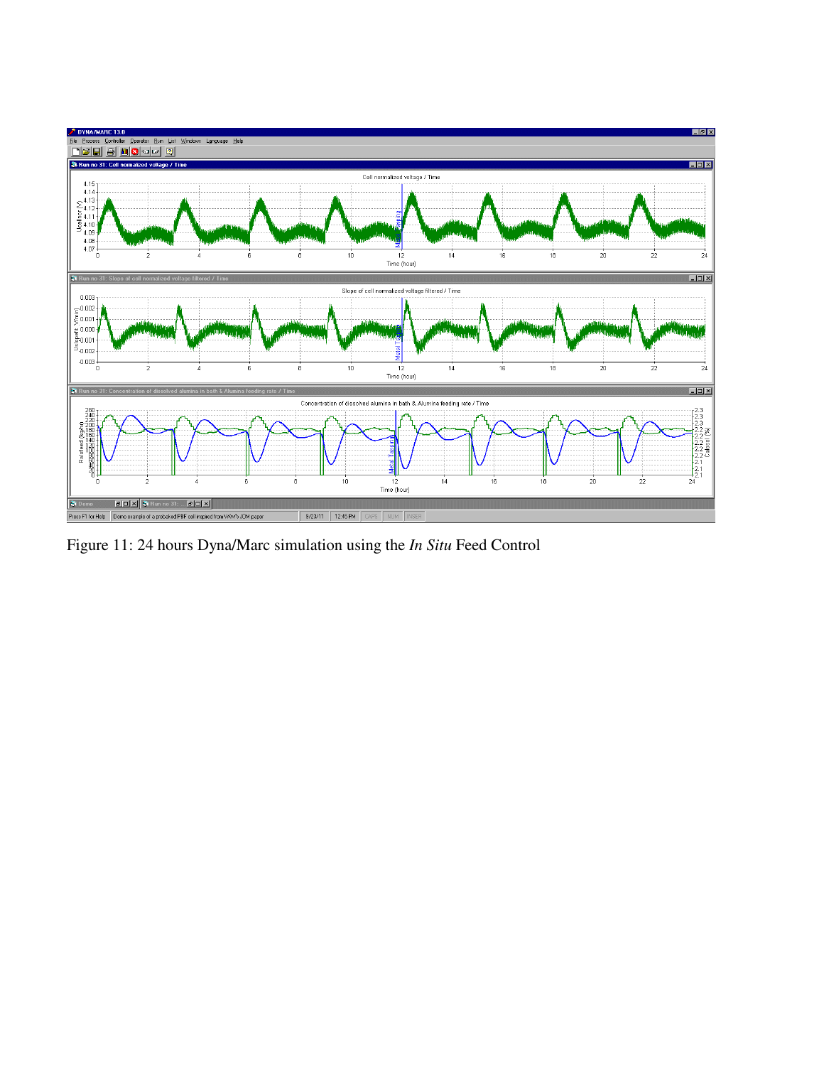Figure 11: 24 hours Dyna/Marc simulation using the *In Situ* Feed Control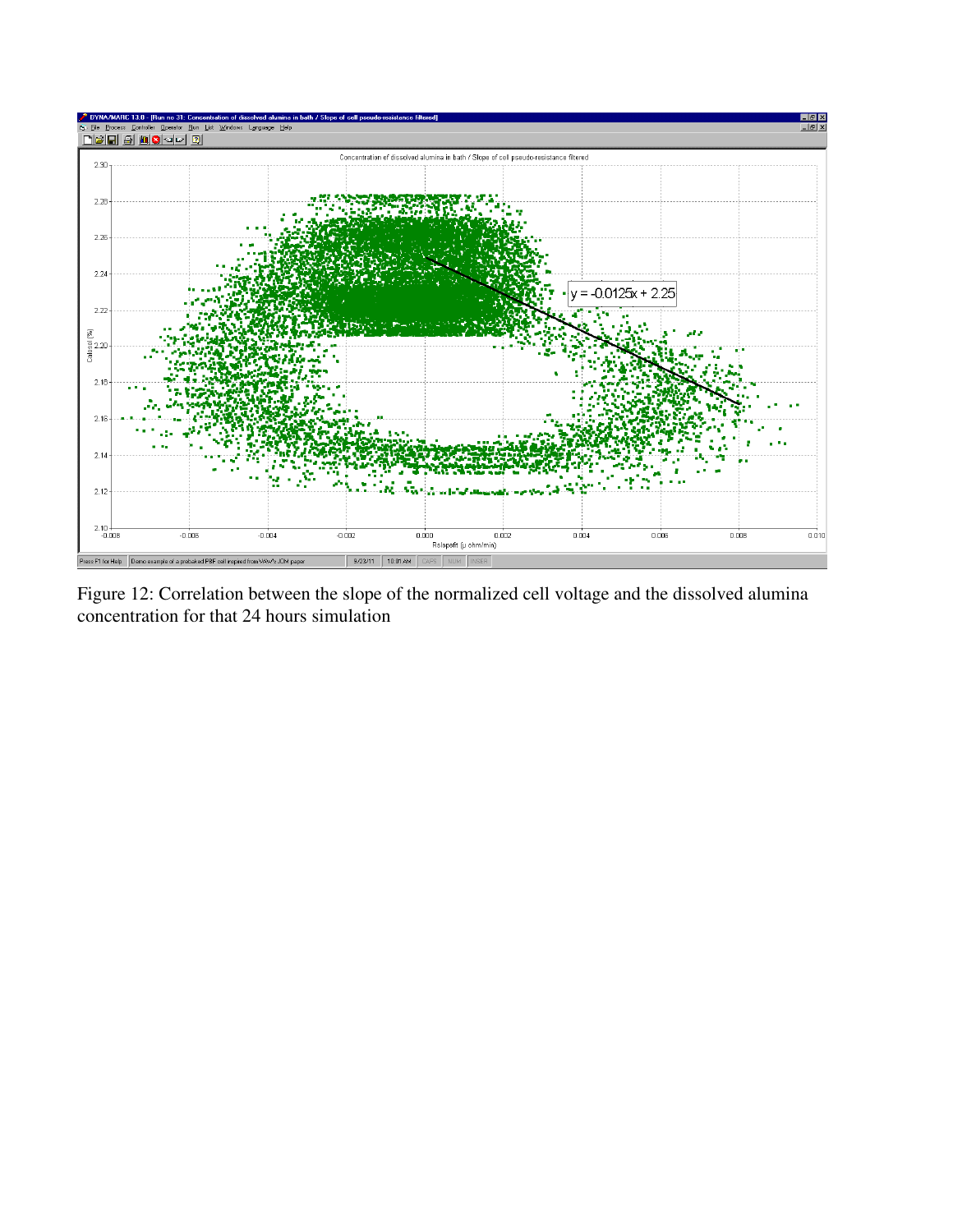Figure 12: Correlation between the slope of the normalized cell voltage and the dissolved alumina concentration for that 24 hours simulation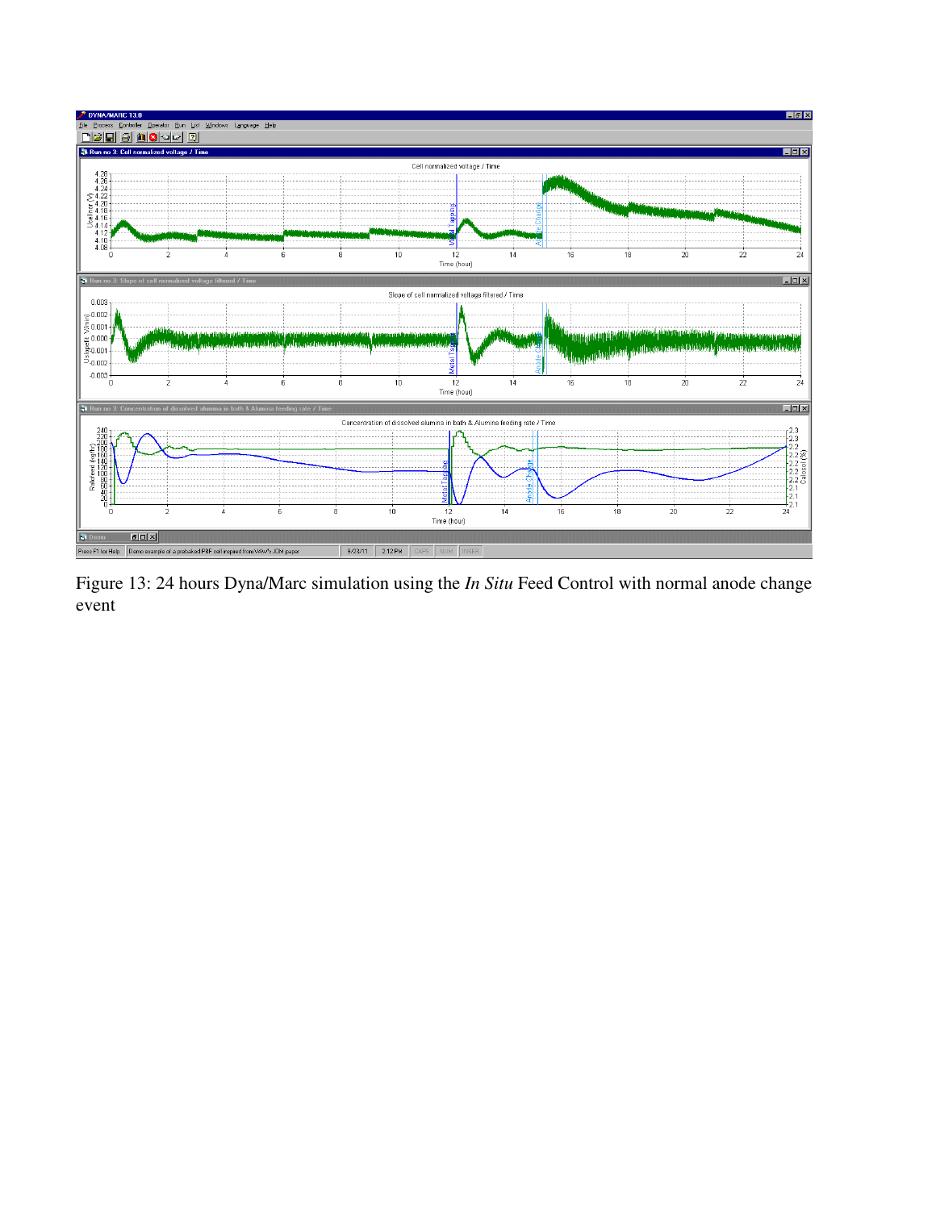Figure 13: 24 hours Dyna/Marc simulation using the *In Situ* Feed Control with normal anode change event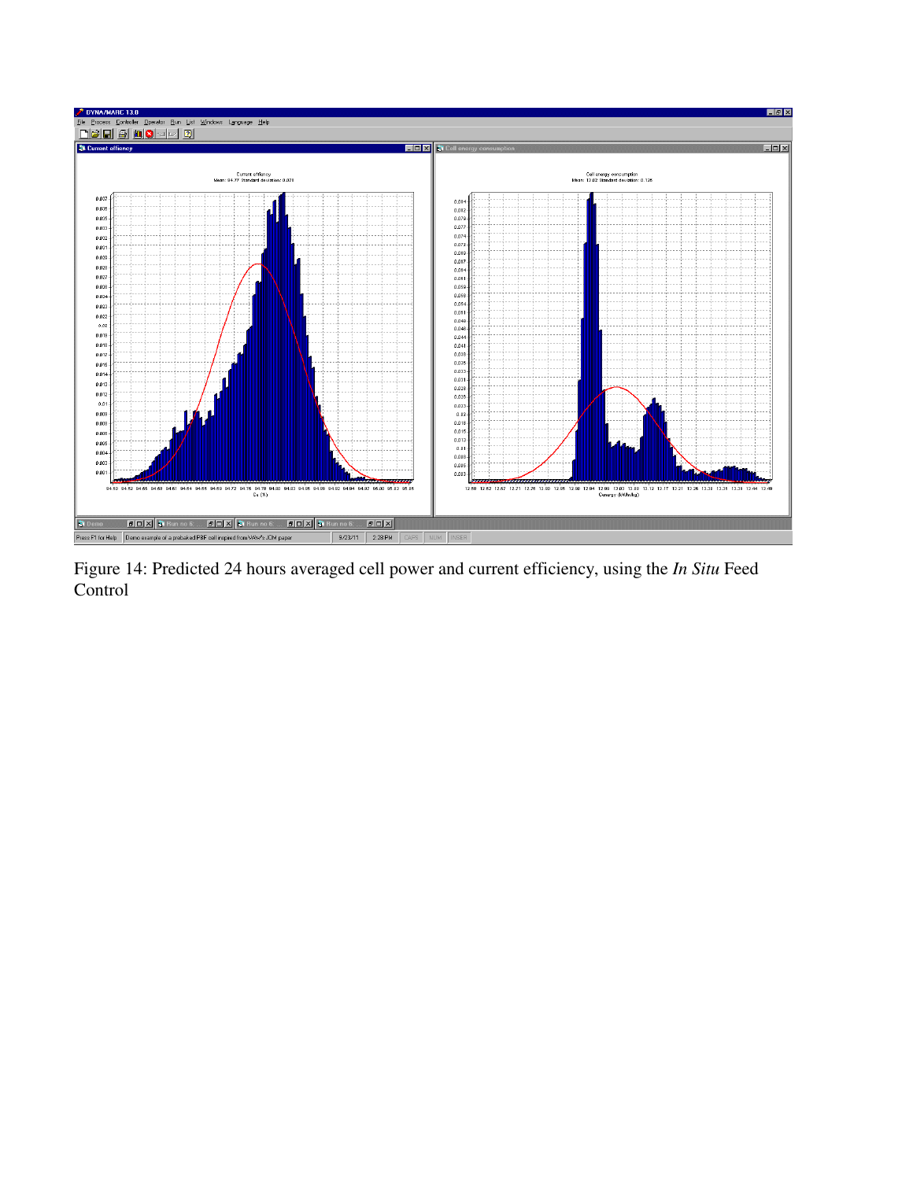DYNA/MARC 13.0

File Process Controller Operator Run List Windows Language Help

Current efficiency

Current efficiency
Mean: 94.77 Standard deviation: 0.071

Ce (%)

Cell energy consumption

Cell energy consumption
Mean: 12.02 Standard deviation: 0.126

Cenergy (kWh/kg)

Press F1 for Help | Demo example of a prebaked PBF cell inspired from VAW's JOM paper | 9/23/11 | 2:28 PM

Figure 14: Predicted 24 hours averaged cell power and current efficiency, using the *In Situ* Feed Control